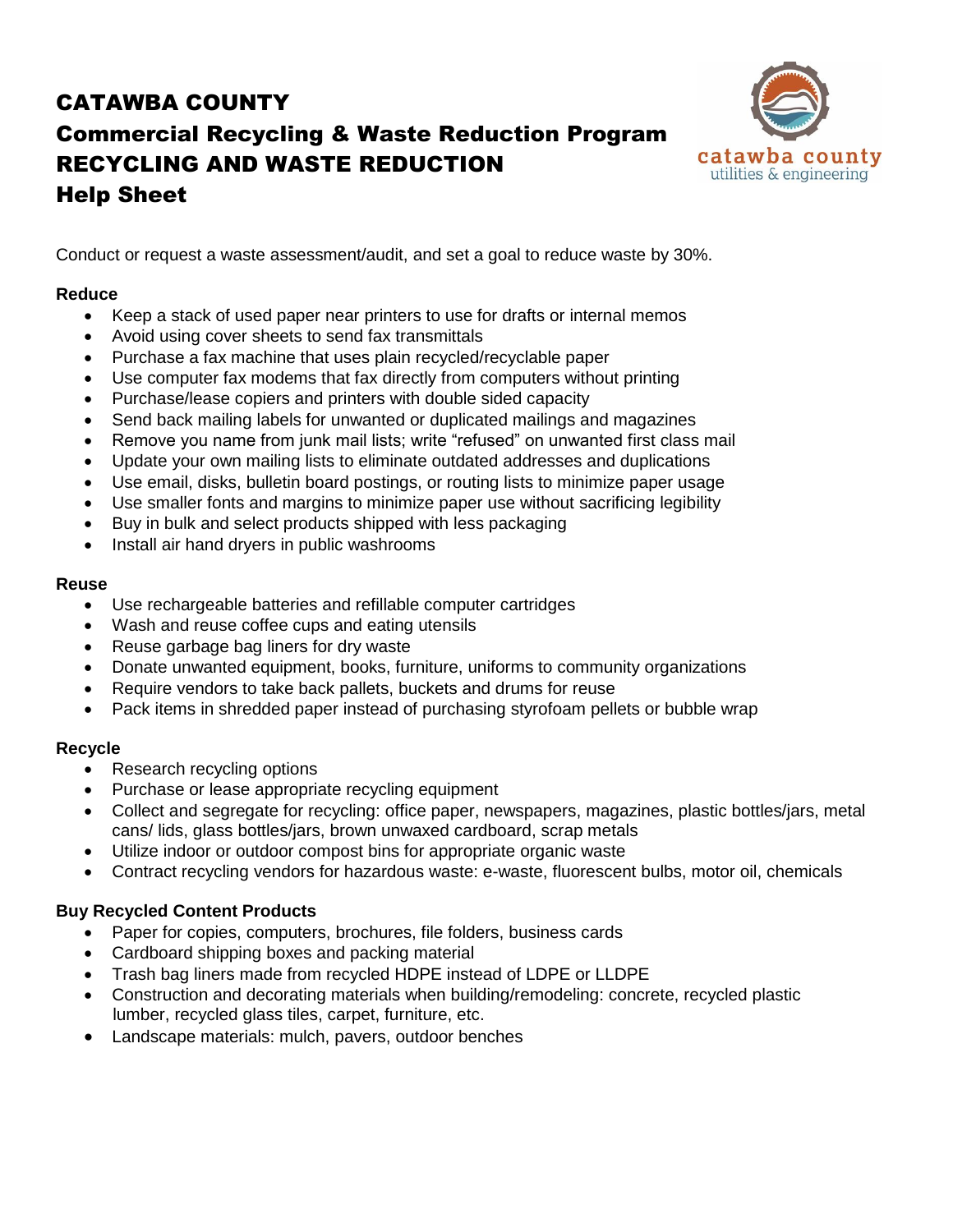# CATAWBA COUNTY
# Commercial Recycling & Waste Reduction Program
# RECYCLING AND WASTE REDUCTION
# Help Sheet

catawba county
utilities & engineering

Conduct or request a waste assessment/audit, and set a goal to reduce waste by 30%.

### Reduce

- Keep a stack of used paper near printers to use for drafts or internal memos
- Avoid using cover sheets to send fax transmittals
- Purchase a fax machine that uses plain recycled/recyclable paper
- Use computer fax modems that fax directly from computers without printing
- Purchase/lease copiers and printers with double sided capacity
- Send back mailing labels for unwanted or duplicated mailings and magazines
- Remove you name from junk mail lists; write "refused" on unwanted first class mail
- Update your own mailing lists to eliminate outdated addresses and duplications
- Use email, disks, bulletin board postings, or routing lists to minimize paper usage
- Use smaller fonts and margins to minimize paper use without sacrificing legibility
- Buy in bulk and select products shipped with less packaging
- Install air hand dryers in public washrooms

### Reuse

- Use rechargeable batteries and refillable computer cartridges
- Wash and reuse coffee cups and eating utensils
- Reuse garbage bag liners for dry waste
- Donate unwanted equipment, books, furniture, uniforms to community organizations
- Require vendors to take back pallets, buckets and drums for reuse
- Pack items in shredded paper instead of purchasing styrofoam pellets or bubble wrap

### Recycle

- Research recycling options
- Purchase or lease appropriate recycling equipment
- Collect and segregate for recycling: office paper, newspapers, magazines, plastic bottles/jars, metal cans/ lids, glass bottles/jars, brown unwaxed cardboard, scrap metals
- Utilize indoor or outdoor compost bins for appropriate organic waste
- Contract recycling vendors for hazardous waste: e-waste, fluorescent bulbs, motor oil, chemicals

### Buy Recycled Content Products

- Paper for copies, computers, brochures, file folders, business cards
- Cardboard shipping boxes and packing material
- Trash bag liners made from recycled HDPE instead of LDPE or LLDPE
- Construction and decorating materials when building/remodeling: concrete, recycled plastic lumber, recycled glass tiles, carpet, furniture, etc.
- Landscape materials: mulch, pavers, outdoor benches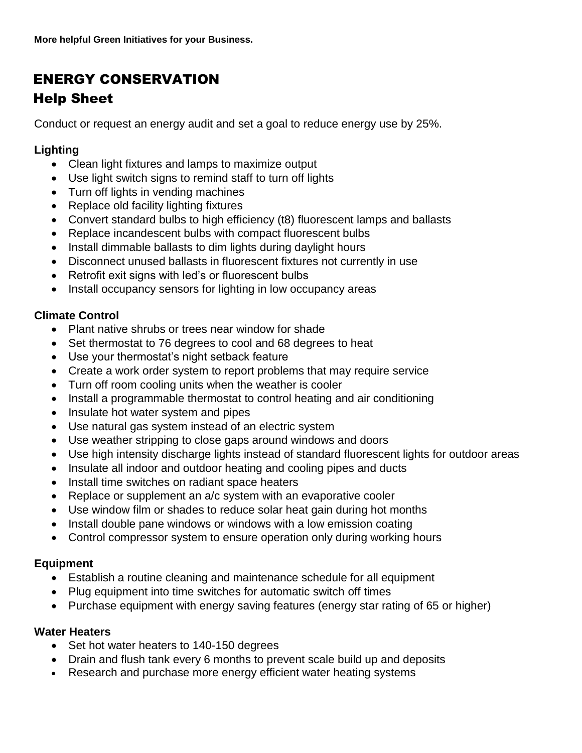**More helpful Green Initiatives for your Business.**

# ENERGY CONSERVATION
## Help Sheet

Conduct or request an energy audit and set a goal to reduce energy use by 25%.

**Lighting**

- Clean light fixtures and lamps to maximize output
- Use light switch signs to remind staff to turn off lights
- Turn off lights in vending machines
- Replace old facility lighting fixtures
- Convert standard bulbs to high efficiency (t8) fluorescent lamps and ballasts
- Replace incandescent bulbs with compact fluorescent bulbs
- Install dimmable ballasts to dim lights during daylight hours
- Disconnect unused ballasts in fluorescent fixtures not currently in use
- Retrofit exit signs with led's or fluorescent bulbs
- Install occupancy sensors for lighting in low occupancy areas

**Climate Control**

- Plant native shrubs or trees near window for shade
- Set thermostat to 76 degrees to cool and 68 degrees to heat
- Use your thermostat's night setback feature
- Create a work order system to report problems that may require service
- Turn off room cooling units when the weather is cooler
- Install a programmable thermostat to control heating and air conditioning
- Insulate hot water system and pipes
- Use natural gas system instead of an electric system
- Use weather stripping to close gaps around windows and doors
- Use high intensity discharge lights instead of standard fluorescent lights for outdoor areas
- Insulate all indoor and outdoor heating and cooling pipes and ducts
- Install time switches on radiant space heaters
- Replace or supplement an a/c system with an evaporative cooler
- Use window film or shades to reduce solar heat gain during hot months
- Install double pane windows or windows with a low emission coating
- Control compressor system to ensure operation only during working hours

**Equipment**

- Establish a routine cleaning and maintenance schedule for all equipment
- Plug equipment into time switches for automatic switch off times
- Purchase equipment with energy saving features (energy star rating of 65 or higher)

**Water Heaters**

- Set hot water heaters to 140-150 degrees
- Drain and flush tank every 6 months to prevent scale build up and deposits
- Research and purchase more energy efficient water heating systems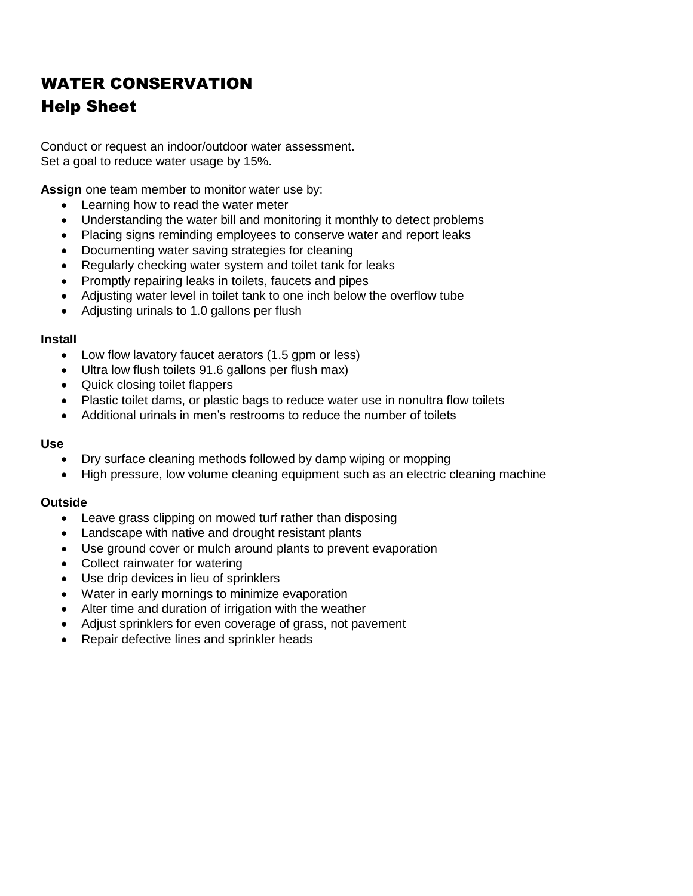# WATER CONSERVATION
## Help Sheet

Conduct or request an indoor/outdoor water assessment.
Set a goal to reduce water usage by 15%.

**Assign** one team member to monitor water use by:

- Learning how to read the water meter
- Understanding the water bill and monitoring it monthly to detect problems
- Placing signs reminding employees to conserve water and report leaks
- Documenting water saving strategies for cleaning
- Regularly checking water system and toilet tank for leaks
- Promptly repairing leaks in toilets, faucets and pipes
- Adjusting water level in toilet tank to one inch below the overflow tube
- Adjusting urinals to 1.0 gallons per flush

**Install**

- Low flow lavatory faucet aerators (1.5 gpm or less)
- Ultra low flush toilets 91.6 gallons per flush max)
- Quick closing toilet flappers
- Plastic toilet dams, or plastic bags to reduce water use in nonultra flow toilets
- Additional urinals in men's restrooms to reduce the number of toilets

**Use**

- Dry surface cleaning methods followed by damp wiping or mopping
- High pressure, low volume cleaning equipment such as an electric cleaning machine

**Outside**

- Leave grass clipping on mowed turf rather than disposing
- Landscape with native and drought resistant plants
- Use ground cover or mulch around plants to prevent evaporation
- Collect rainwater for watering
- Use drip devices in lieu of sprinklers
- Water in early mornings to minimize evaporation
- Alter time and duration of irrigation with the weather
- Adjust sprinklers for even coverage of grass, not pavement
- Repair defective lines and sprinkler heads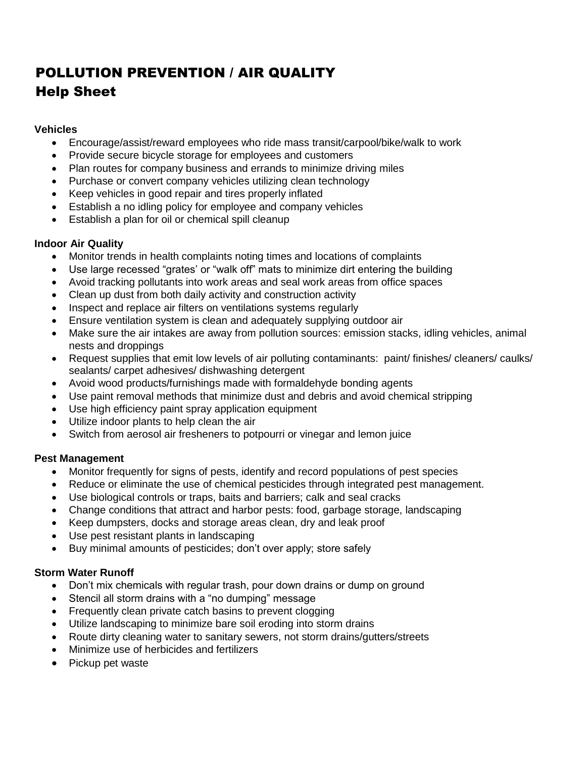# POLLUTION PREVENTION / AIR QUALITY
## Help Sheet

**Vehicles**

- Encourage/assist/reward employees who ride mass transit/carpool/bike/walk to work
- Provide secure bicycle storage for employees and customers
- Plan routes for company business and errands to minimize driving miles
- Purchase or convert company vehicles utilizing clean technology
- Keep vehicles in good repair and tires properly inflated
- Establish a no idling policy for employee and company vehicles
- Establish a plan for oil or chemical spill cleanup

**Indoor Air Quality**

- Monitor trends in health complaints noting times and locations of complaints
- Use large recessed "grates' or "walk off" mats to minimize dirt entering the building
- Avoid tracking pollutants into work areas and seal work areas from office spaces
- Clean up dust from both daily activity and construction activity
- Inspect and replace air filters on ventilations systems regularly
- Ensure ventilation system is clean and adequately supplying outdoor air
- Make sure the air intakes are away from pollution sources: emission stacks, idling vehicles, animal nests and droppings
- Request supplies that emit low levels of air polluting contaminants: paint/ finishes/ cleaners/ caulks/ sealants/ carpet adhesives/ dishwashing detergent
- Avoid wood products/furnishings made with formaldehyde bonding agents
- Use paint removal methods that minimize dust and debris and avoid chemical stripping
- Use high efficiency paint spray application equipment
- Utilize indoor plants to help clean the air
- Switch from aerosol air fresheners to potpourri or vinegar and lemon juice

**Pest Management**

- Monitor frequently for signs of pests, identify and record populations of pest species
- Reduce or eliminate the use of chemical pesticides through integrated pest management.
- Use biological controls or traps, baits and barriers; calk and seal cracks
- Change conditions that attract and harbor pests: food, garbage storage, landscaping
- Keep dumpsters, docks and storage areas clean, dry and leak proof
- Use pest resistant plants in landscaping
- Buy minimal amounts of pesticides; don't over apply; store safely

**Storm Water Runoff**

- Don't mix chemicals with regular trash, pour down drains or dump on ground
- Stencil all storm drains with a "no dumping" message
- Frequently clean private catch basins to prevent clogging
- Utilize landscaping to minimize bare soil eroding into storm drains
- Route dirty cleaning water to sanitary sewers, not storm drains/gutters/streets
- Minimize use of herbicides and fertilizers
- Pickup pet waste